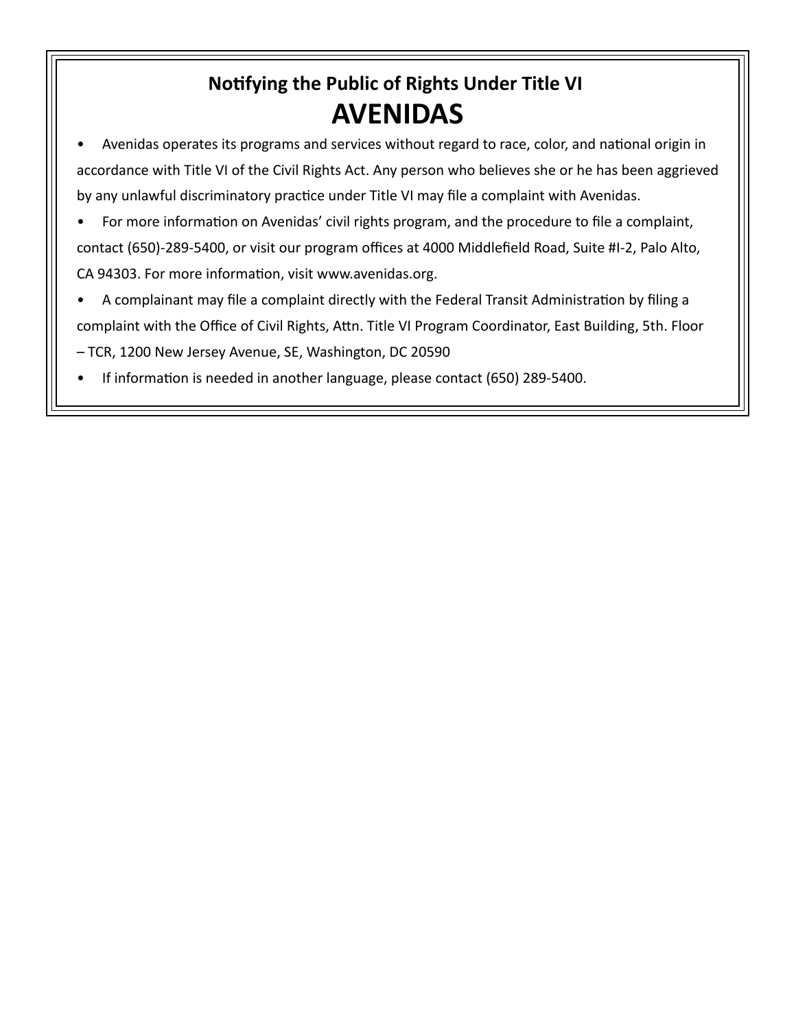## Notifying the Public of Rights Under Title VI

# AVENIDAS

- Avenidas operates its programs and services without regard to race, color, and national origin in accordance with Title VI of the Civil Rights Act. Any person who believes she or he has been aggrieved by any unlawful discriminatory practice under Title VI may file a complaint with Avenidas.
- For more information on Avenidas' civil rights program, and the procedure to file a complaint, contact (650)-289-5400, or visit our program offices at 4000 Middlefield Road, Suite #I-2, Palo Alto, CA 94303. For more information, visit www.avenidas.org.
- A complainant may file a complaint directly with the Federal Transit Administration by filing a complaint with the Office of Civil Rights, Attn. Title VI Program Coordinator, East Building, 5th. Floor – TCR, 1200 New Jersey Avenue, SE, Washington, DC 20590
- If information is needed in another language, please contact (650) 289-5400.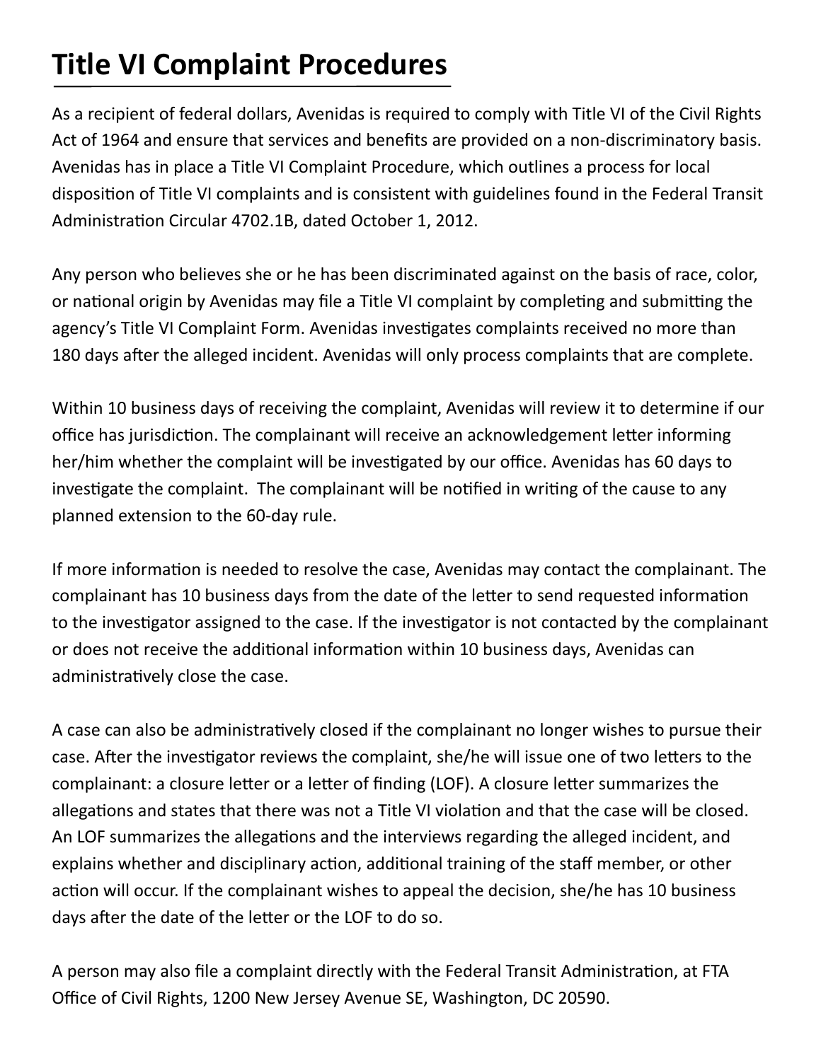# Title VI Complaint Procedures

As a recipient of federal dollars, Avenidas is required to comply with Title VI of the Civil Rights Act of 1964 and ensure that services and benefits are provided on a non-discriminatory basis. Avenidas has in place a Title VI Complaint Procedure, which outlines a process for local disposition of Title VI complaints and is consistent with guidelines found in the Federal Transit Administration Circular 4702.1B, dated October 1, 2012.

Any person who believes she or he has been discriminated against on the basis of race, color, or national origin by Avenidas may file a Title VI complaint by completing and submitting the agency's Title VI Complaint Form. Avenidas investigates complaints received no more than 180 days after the alleged incident. Avenidas will only process complaints that are complete.

Within 10 business days of receiving the complaint, Avenidas will review it to determine if our office has jurisdiction. The complainant will receive an acknowledgement letter informing her/him whether the complaint will be investigated by our office. Avenidas has 60 days to investigate the complaint. The complainant will be notified in writing of the cause to any planned extension to the 60-day rule.

If more information is needed to resolve the case, Avenidas may contact the complainant. The complainant has 10 business days from the date of the letter to send requested information to the investigator assigned to the case. If the investigator is not contacted by the complainant or does not receive the additional information within 10 business days, Avenidas can administratively close the case.

A case can also be administratively closed if the complainant no longer wishes to pursue their case. After the investigator reviews the complaint, she/he will issue one of two letters to the complainant: a closure letter or a letter of finding (LOF). A closure letter summarizes the allegations and states that there was not a Title VI violation and that the case will be closed. An LOF summarizes the allegations and the interviews regarding the alleged incident, and explains whether and disciplinary action, additional training of the staff member, or other action will occur. If the complainant wishes to appeal the decision, she/he has 10 business days after the date of the letter or the LOF to do so.

A person may also file a complaint directly with the Federal Transit Administration, at FTA Office of Civil Rights, 1200 New Jersey Avenue SE, Washington, DC 20590.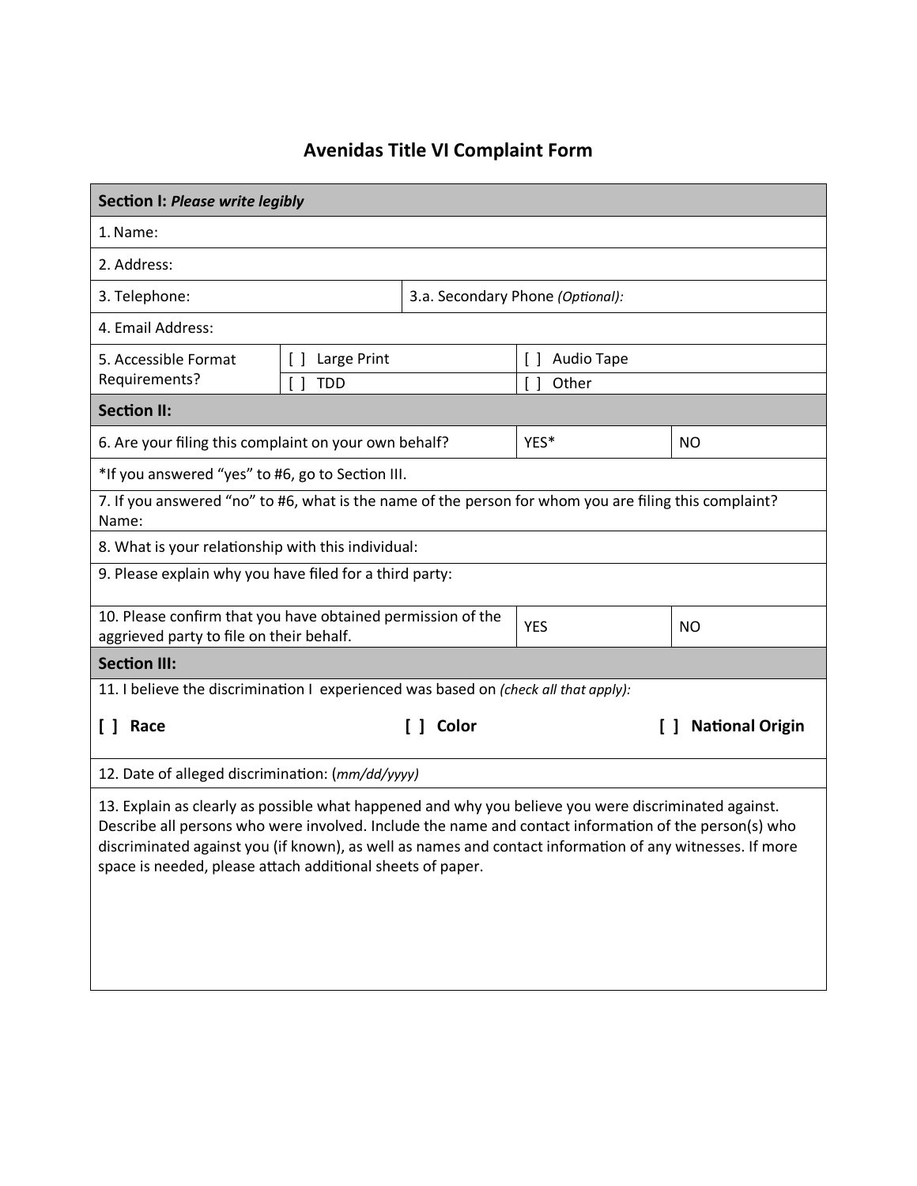# Avenidas Title VI Complaint Form

| **Section I:** ***Please write legibly*** | | | |
|---|---|---|---|
| 1. Name: | | | |
| 2. Address: | | | |
| 3. Telephone: | | 3.a. Secondary Phone *(Optional):* | |
| 4. Email Address: | | | |
| 5. Accessible Format Requirements? | [ ] Large Print | [ ] Audio Tape | |
| | [ ] TDD | [ ] Other | |
| **Section II:** | | | |
| 6. Are your filing this complaint on your own behalf? | | YES* | NO |
| *If you answered "yes" to #6, go to Section III. | | | |
| 7. If you answered "no" to #6, what is the name of the person for whom you are filing this complaint? Name: | | | |
| 8. What is your relationship with this individual: | | | |
| 9. Please explain why you have filed for a third party: | | | |
| 10. Please confirm that you have obtained permission of the aggrieved party to file on their behalf. | | YES | NO |
| **Section III:** | | | |
| 11. I believe the discrimination I experienced was based on *(check all that apply):* **[ ] Race** **[ ] Color** **[ ] National Origin** | | | |
| 12. Date of alleged discrimination: (*mm/dd/yyyy)* | | | |
| 13. Explain as clearly as possible what happened and why you believe you were discriminated against. Describe all persons who were involved. Include the name and contact information of the person(s) who discriminated against you (if known), as well as names and contact information of any witnesses. If more space is needed, please attach additional sheets of paper. | | | |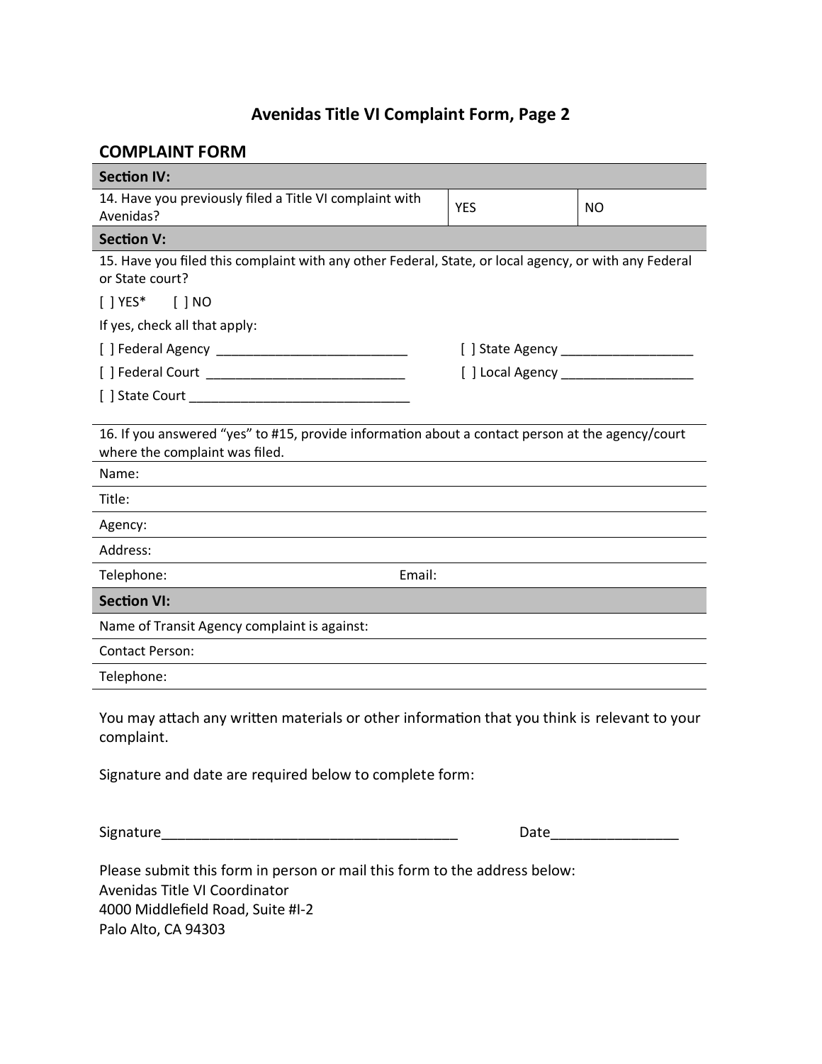# Avenidas Title VI Complaint Form, Page 2

## COMPLAINT FORM

| | | |
|---|---|---|
| **Section IV:** | | |
| 14. Have you previously filed a Title VI complaint with Avenidas? | YES | NO |

**Section V:**

15. Have you filed this complaint with any other Federal, State, or local agency, or with any Federal or State court?

[ ] YES* [ ] NO

If yes, check all that apply:

[ ] Federal Agency ___________________________

[ ] State Agency ___________________

[ ] Federal Court ____________________________

[ ] Local Agency ___________________

[ ] State Court _______________________________

16. If you answered "yes" to #15, provide information about a contact person at the agency/court where the complaint was filed.

| | |
|---|---|
| Name: | |
| Title: | |
| Agency: | |
| Address: | |
| Telephone: | Email: |

| |
|---|
| **Section VI:** |
| Name of Transit Agency complaint is against: |
| Contact Person: |
| Telephone: |

You may attach any written materials or other information that you think is relevant to your complaint.

Signature and date are required below to complete form:

Signature______________________________________ Date________________

Please submit this form in person or mail this form to the address below:
Avenidas Title VI Coordinator
4000 Middlefield Road, Suite #I-2
Palo Alto, CA 94303